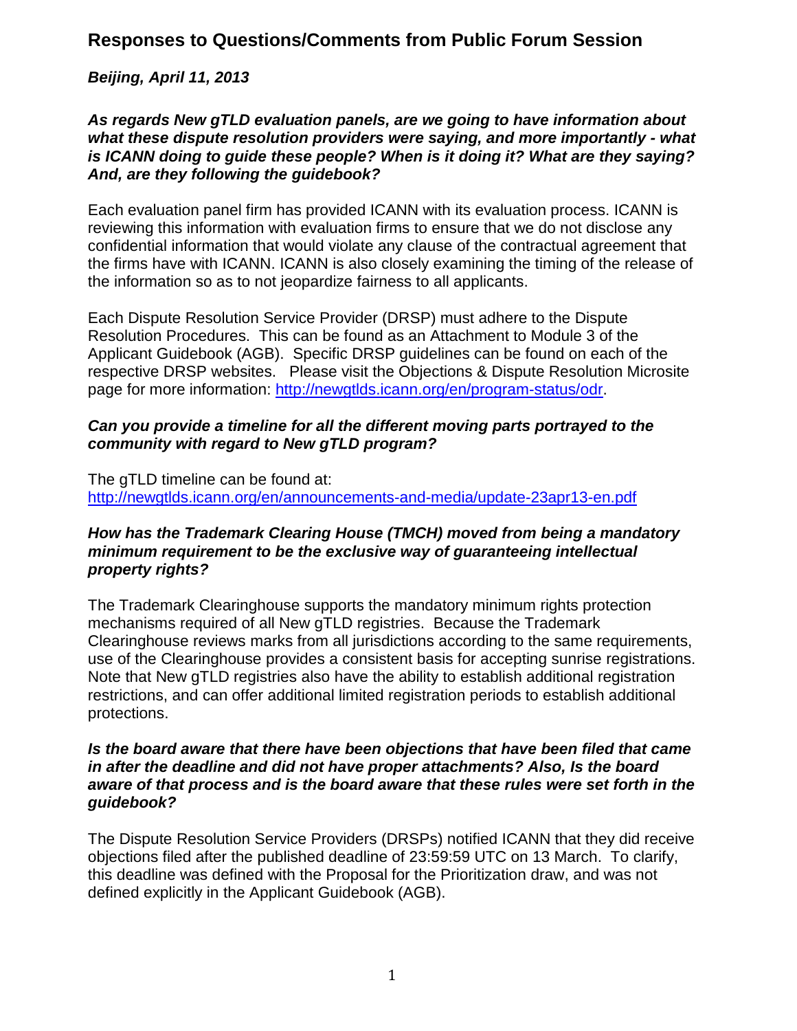# Responses to Questions/Comments from Public Forum Session

***Beijing, April 11, 2013***

***As regards New gTLD evaluation panels, are we going to have information about what these dispute resolution providers were saying, and more importantly - what is ICANN doing to guide these people? When is it doing it? What are they saying? And, are they following the guidebook?***

Each evaluation panel firm has provided ICANN with its evaluation process. ICANN is reviewing this information with evaluation firms to ensure that we do not disclose any confidential information that would violate any clause of the contractual agreement that the firms have with ICANN. ICANN is also closely examining the timing of the release of the information so as to not jeopardize fairness to all applicants.

Each Dispute Resolution Service Provider (DRSP) must adhere to the Dispute Resolution Procedures. This can be found as an Attachment to Module 3 of the Applicant Guidebook (AGB). Specific DRSP guidelines can be found on each of the respective DRSP websites. Please visit the Objections & Dispute Resolution Microsite page for more information: [http://newgtlds.icann.org/en/program-status/odr](http://newgtlds.icann.org/en/program-status/odr).

***Can you provide a timeline for all the different moving parts portrayed to the community with regard to New gTLD program?***

The gTLD timeline can be found at:
[http://newgtlds.icann.org/en/announcements-and-media/update-23apr13-en.pdf](http://newgtlds.icann.org/en/announcements-and-media/update-23apr13-en.pdf)

***How has the Trademark Clearing House (TMCH) moved from being a mandatory minimum requirement to be the exclusive way of guaranteeing intellectual property rights?***

The Trademark Clearinghouse supports the mandatory minimum rights protection mechanisms required of all New gTLD registries. Because the Trademark Clearinghouse reviews marks from all jurisdictions according to the same requirements, use of the Clearinghouse provides a consistent basis for accepting sunrise registrations. Note that New gTLD registries also have the ability to establish additional registration restrictions, and can offer additional limited registration periods to establish additional protections.

***Is the board aware that there have been objections that have been filed that came in after the deadline and did not have proper attachments? Also, Is the board aware of that process and is the board aware that these rules were set forth in the guidebook?***

The Dispute Resolution Service Providers (DRSPs) notified ICANN that they did receive objections filed after the published deadline of 23:59:59 UTC on 13 March. To clarify, this deadline was defined with the Proposal for the Prioritization draw, and was not defined explicitly in the Applicant Guidebook (AGB).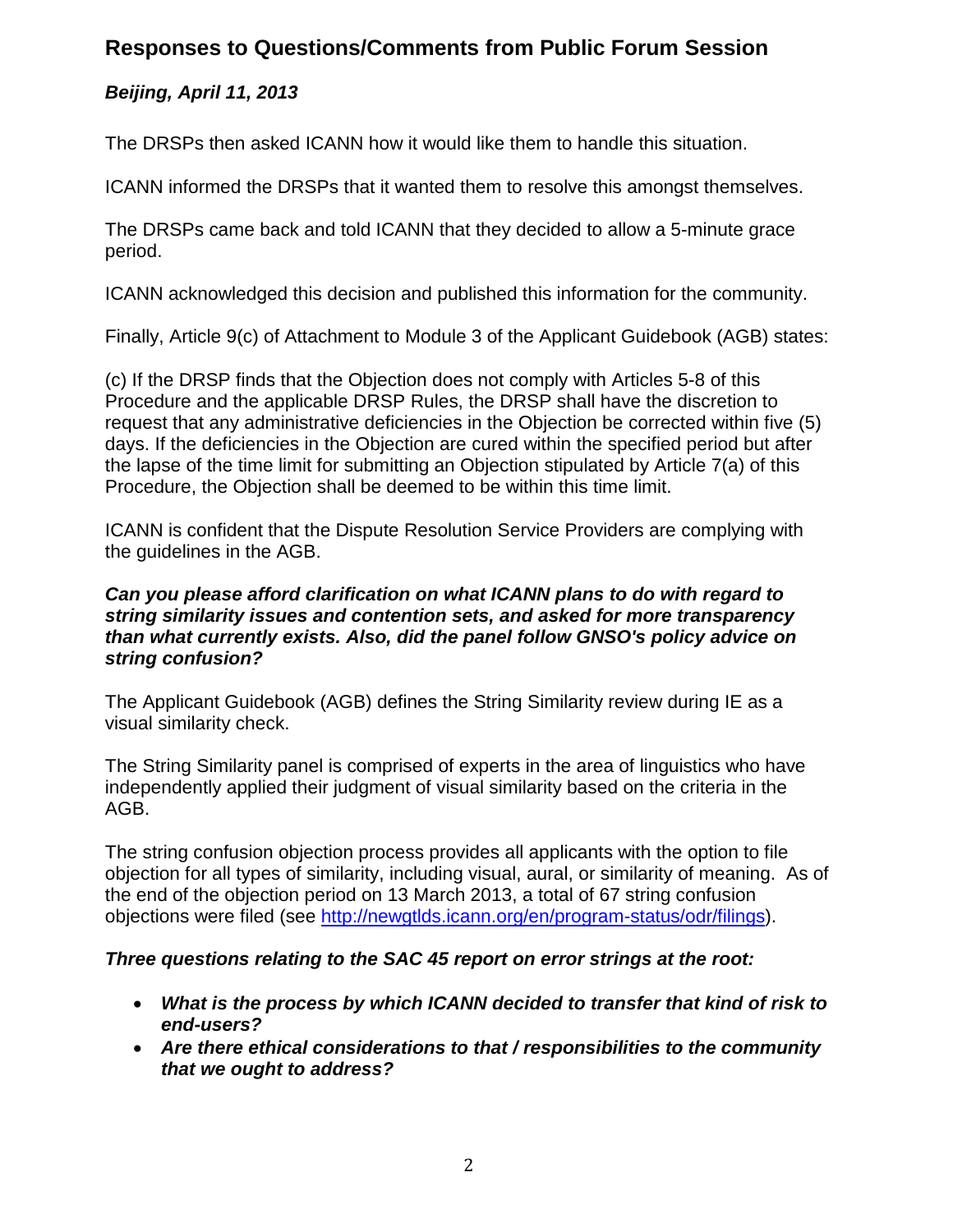# Responses to Questions/Comments from Public Forum Session

***Beijing, April 11, 2013***

The DRSPs then asked ICANN how it would like them to handle this situation.

ICANN informed the DRSPs that it wanted them to resolve this amongst themselves.

The DRSPs came back and told ICANN that they decided to allow a 5-minute grace period.

ICANN acknowledged this decision and published this information for the community.

Finally, Article 9(c) of Attachment to Module 3 of the Applicant Guidebook (AGB) states:

(c) If the DRSP finds that the Objection does not comply with Articles 5-8 of this Procedure and the applicable DRSP Rules, the DRSP shall have the discretion to request that any administrative deficiencies in the Objection be corrected within five (5) days. If the deficiencies in the Objection are cured within the specified period but after the lapse of the time limit for submitting an Objection stipulated by Article 7(a) of this Procedure, the Objection shall be deemed to be within this time limit.

ICANN is confident that the Dispute Resolution Service Providers are complying with the guidelines in the AGB.

***Can you please afford clarification on what ICANN plans to do with regard to string similarity issues and contention sets, and asked for more transparency than what currently exists. Also, did the panel follow GNSO's policy advice on string confusion?***

The Applicant Guidebook (AGB) defines the String Similarity review during IE as a visual similarity check.

The String Similarity panel is comprised of experts in the area of linguistics who have independently applied their judgment of visual similarity based on the criteria in the AGB.

The string confusion objection process provides all applicants with the option to file objection for all types of similarity, including visual, aural, or similarity of meaning. As of the end of the objection period on 13 March 2013, a total of 67 string confusion objections were filed (see [http://newgtlds.icann.org/en/program-status/odr/filings](http://newgtlds.icann.org/en/program-status/odr/filings)).

***Three questions relating to the SAC 45 report on error strings at the root:***

- ***What is the process by which ICANN decided to transfer that kind of risk to end-users?***
- ***Are there ethical considerations to that / responsibilities to the community that we ought to address?***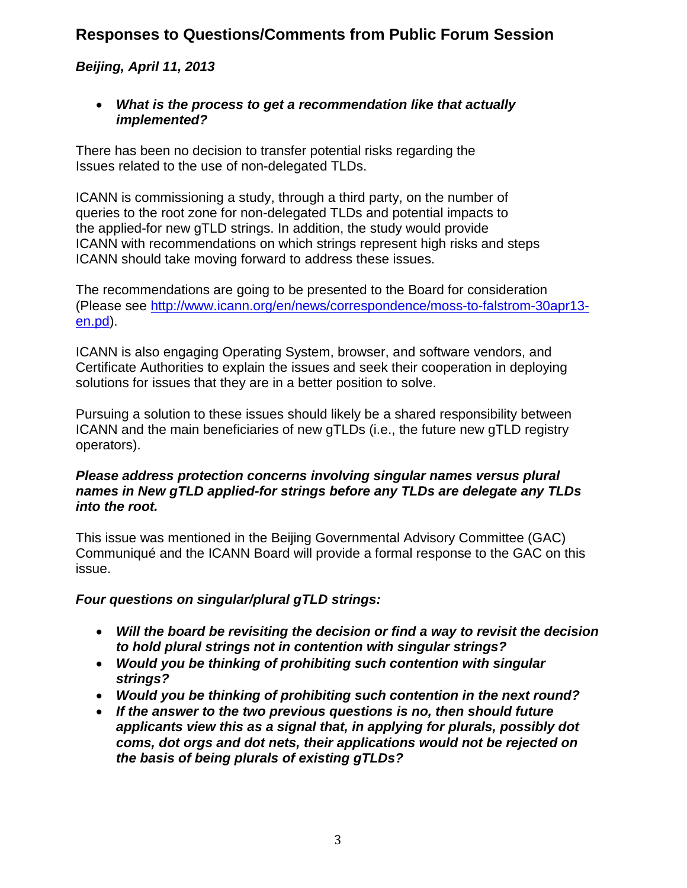# Responses to Questions/Comments from Public Forum Session

***Beijing, April 11, 2013***

- ***What is the process to get a recommendation like that actually implemented?***

There has been no decision to transfer potential risks regarding the Issues related to the use of non-delegated TLDs.

ICANN is commissioning a study, through a third party, on the number of queries to the root zone for non-delegated TLDs and potential impacts to the applied-for new gTLD strings. In addition, the study would provide ICANN with recommendations on which strings represent high risks and steps ICANN should take moving forward to address these issues.

The recommendations are going to be presented to the Board for consideration (Please see [http://www.icann.org/en/news/correspondence/moss-to-falstrom-30apr13-en.pd](http://www.icann.org/en/news/correspondence/moss-to-falstrom-30apr13-en.pd)).

ICANN is also engaging Operating System, browser, and software vendors, and Certificate Authorities to explain the issues and seek their cooperation in deploying solutions for issues that they are in a better position to solve.

Pursuing a solution to these issues should likely be a shared responsibility between ICANN and the main beneficiaries of new gTLDs (i.e., the future new gTLD registry operators).

***Please address protection concerns involving singular names versus plural names in New gTLD applied-for strings before any TLDs are delegate any TLDs into the root.***

This issue was mentioned in the Beijing Governmental Advisory Committee (GAC) Communiqué and the ICANN Board will provide a formal response to the GAC on this issue.

***Four questions on singular/plural gTLD strings:***

- ***Will the board be revisiting the decision or find a way to revisit the decision to hold plural strings not in contention with singular strings?***
- ***Would you be thinking of prohibiting such contention with singular strings?***
- ***Would you be thinking of prohibiting such contention in the next round?***
- ***If the answer to the two previous questions is no, then should future applicants view this as a signal that, in applying for plurals, possibly dot coms, dot orgs and dot nets, their applications would not be rejected on the basis of being plurals of existing gTLDs?***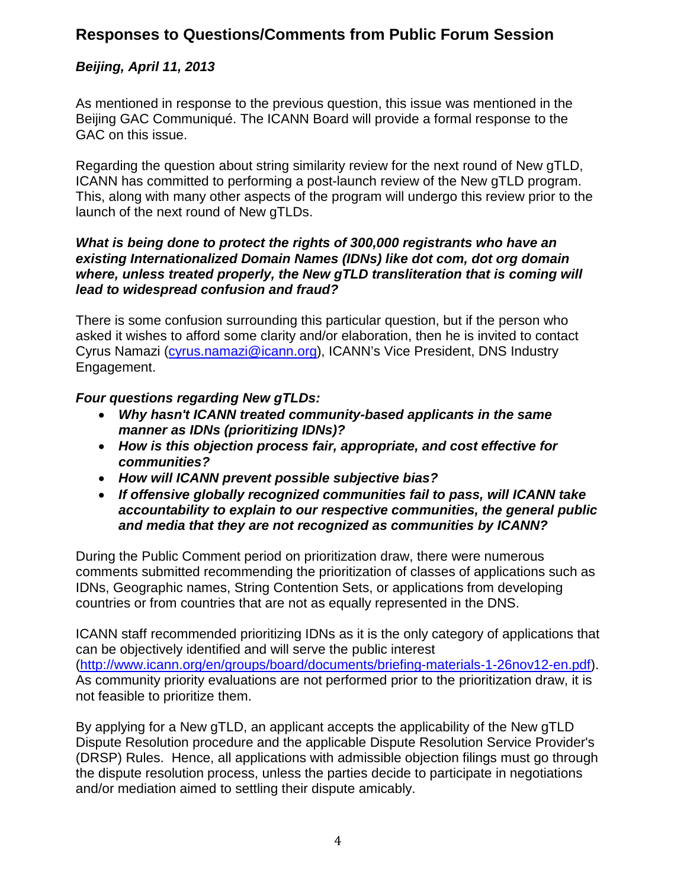## Responses to Questions/Comments from Public Forum Session

***Beijing, April 11, 2013***

As mentioned in response to the previous question, this issue was mentioned in the Beijing GAC Communiqué. The ICANN Board will provide a formal response to the GAC on this issue.

Regarding the question about string similarity review for the next round of New gTLD, ICANN has committed to performing a post-launch review of the New gTLD program. This, along with many other aspects of the program will undergo this review prior to the launch of the next round of New gTLDs.

***What is being done to protect the rights of 300,000 registrants who have an existing Internationalized Domain Names (IDNs) like dot com, dot org domain where, unless treated properly, the New gTLD transliteration that is coming will lead to widespread confusion and fraud?***

There is some confusion surrounding this particular question, but if the person who asked it wishes to afford some clarity and/or elaboration, then he is invited to contact Cyrus Namazi (cyrus.namazi@icann.org), ICANN's Vice President, DNS Industry Engagement.

***Four questions regarding New gTLDs:***

- ***Why hasn't ICANN treated community-based applicants in the same manner as IDNs (prioritizing IDNs)?***
- ***How is this objection process fair, appropriate, and cost effective for communities?***
- ***How will ICANN prevent possible subjective bias?***
- ***If offensive globally recognized communities fail to pass, will ICANN take accountability to explain to our respective communities, the general public and media that they are not recognized as communities by ICANN?***

During the Public Comment period on prioritization draw, there were numerous comments submitted recommending the prioritization of classes of applications such as IDNs, Geographic names, String Contention Sets, or applications from developing countries or from countries that are not as equally represented in the DNS.

ICANN staff recommended prioritizing IDNs as it is the only category of applications that can be objectively identified and will serve the public interest (http://www.icann.org/en/groups/board/documents/briefing-materials-1-26nov12-en.pdf). As community priority evaluations are not performed prior to the prioritization draw, it is not feasible to prioritize them.

By applying for a New gTLD, an applicant accepts the applicability of the New gTLD Dispute Resolution procedure and the applicable Dispute Resolution Service Provider's (DRSP) Rules. Hence, all applications with admissible objection filings must go through the dispute resolution process, unless the parties decide to participate in negotiations and/or mediation aimed to settling their dispute amicably.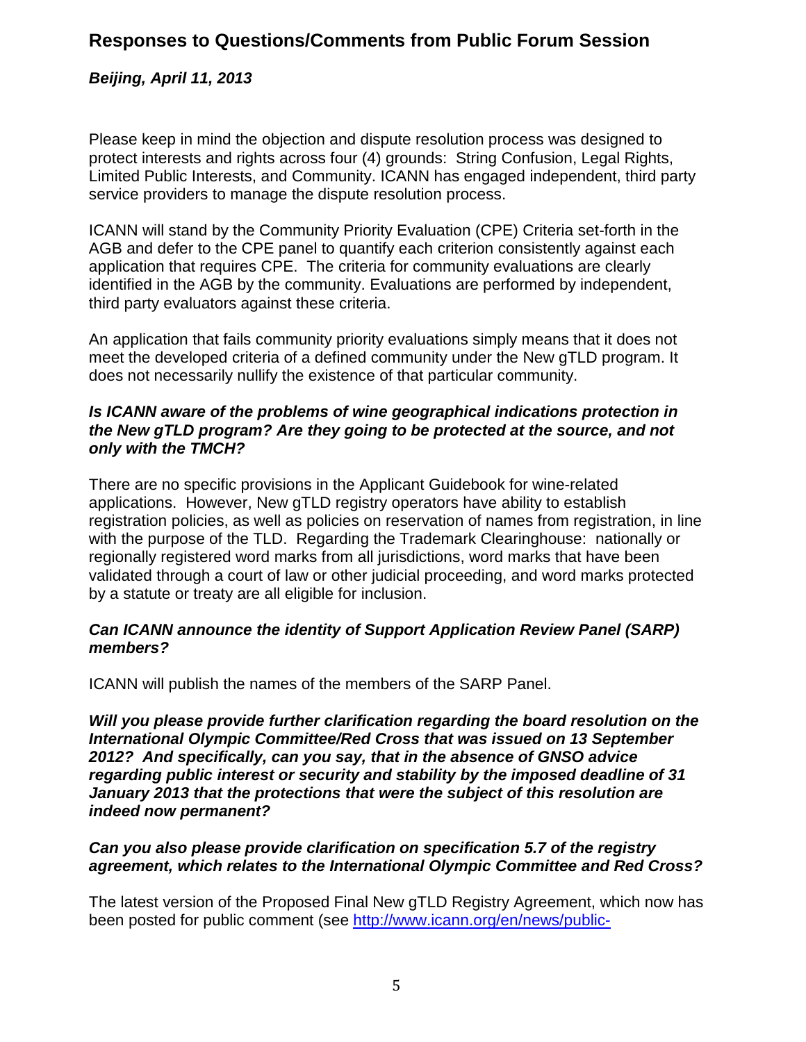# Responses to Questions/Comments from Public Forum Session

***Beijing, April 11, 2013***

Please keep in mind the objection and dispute resolution process was designed to protect interests and rights across four (4) grounds: String Confusion, Legal Rights, Limited Public Interests, and Community. ICANN has engaged independent, third party service providers to manage the dispute resolution process.

ICANN will stand by the Community Priority Evaluation (CPE) Criteria set-forth in the AGB and defer to the CPE panel to quantify each criterion consistently against each application that requires CPE. The criteria for community evaluations are clearly identified in the AGB by the community. Evaluations are performed by independent, third party evaluators against these criteria.

An application that fails community priority evaluations simply means that it does not meet the developed criteria of a defined community under the New gTLD program. It does not necessarily nullify the existence of that particular community.

***Is ICANN aware of the problems of wine geographical indications protection in the New gTLD program? Are they going to be protected at the source, and not only with the TMCH?***

There are no specific provisions in the Applicant Guidebook for wine-related applications. However, New gTLD registry operators have ability to establish registration policies, as well as policies on reservation of names from registration, in line with the purpose of the TLD. Regarding the Trademark Clearinghouse: nationally or regionally registered word marks from all jurisdictions, word marks that have been validated through a court of law or other judicial proceeding, and word marks protected by a statute or treaty are all eligible for inclusion.

***Can ICANN announce the identity of Support Application Review Panel (SARP) members?***

ICANN will publish the names of the members of the SARP Panel.

***Will you please provide further clarification regarding the board resolution on the International Olympic Committee/Red Cross that was issued on 13 September 2012? And specifically, can you say, that in the absence of GNSO advice regarding public interest or security and stability by the imposed deadline of 31 January 2013 that the protections that were the subject of this resolution are indeed now permanent?***

***Can you also please provide clarification on specification 5.7 of the registry agreement, which relates to the International Olympic Committee and Red Cross?***

The latest version of the Proposed Final New gTLD Registry Agreement, which now has been posted for public comment (see http://www.icann.org/en/news/public-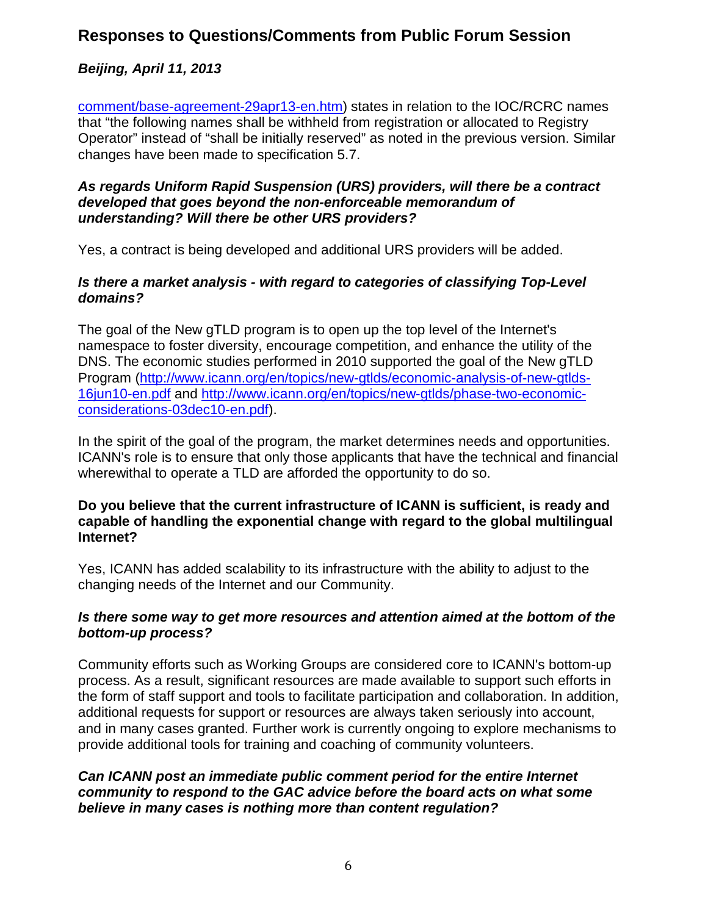comment/base-agreement-29apr13-en.htm) states in relation to the IOC/RCRC names that "the following names shall be withheld from registration or allocated to Registry Operator" instead of "shall be initially reserved" as noted in the previous version. Similar changes have been made to specification 5.7.

***As regards Uniform Rapid Suspension (URS) providers, will there be a contract developed that goes beyond the non-enforceable memorandum of understanding? Will there be other URS providers?***

Yes, a contract is being developed and additional URS providers will be added.

***Is there a market analysis - with regard to categories of classifying Top-Level domains?***

The goal of the New gTLD program is to open up the top level of the Internet's namespace to foster diversity, encourage competition, and enhance the utility of the DNS. The economic studies performed in 2010 supported the goal of the New gTLD Program (http://www.icann.org/en/topics/new-gtlds/economic-analysis-of-new-gtlds-16jun10-en.pdf and http://www.icann.org/en/topics/new-gtlds/phase-two-economic-considerations-03dec10-en.pdf).

In the spirit of the goal of the program, the market determines needs and opportunities. ICANN's role is to ensure that only those applicants that have the technical and financial wherewithal to operate a TLD are afforded the opportunity to do so.

**Do you believe that the current infrastructure of ICANN is sufficient, is ready and capable of handling the exponential change with regard to the global multilingual Internet?**

Yes, ICANN has added scalability to its infrastructure with the ability to adjust to the changing needs of the Internet and our Community.

***Is there some way to get more resources and attention aimed at the bottom of the bottom-up process?***

Community efforts such as Working Groups are considered core to ICANN's bottom-up process. As a result, significant resources are made available to support such efforts in the form of staff support and tools to facilitate participation and collaboration. In addition, additional requests for support or resources are always taken seriously into account, and in many cases granted. Further work is currently ongoing to explore mechanisms to provide additional tools for training and coaching of community volunteers.

***Can ICANN post an immediate public comment period for the entire Internet community to respond to the GAC advice before the board acts on what some believe in many cases is nothing more than content regulation?***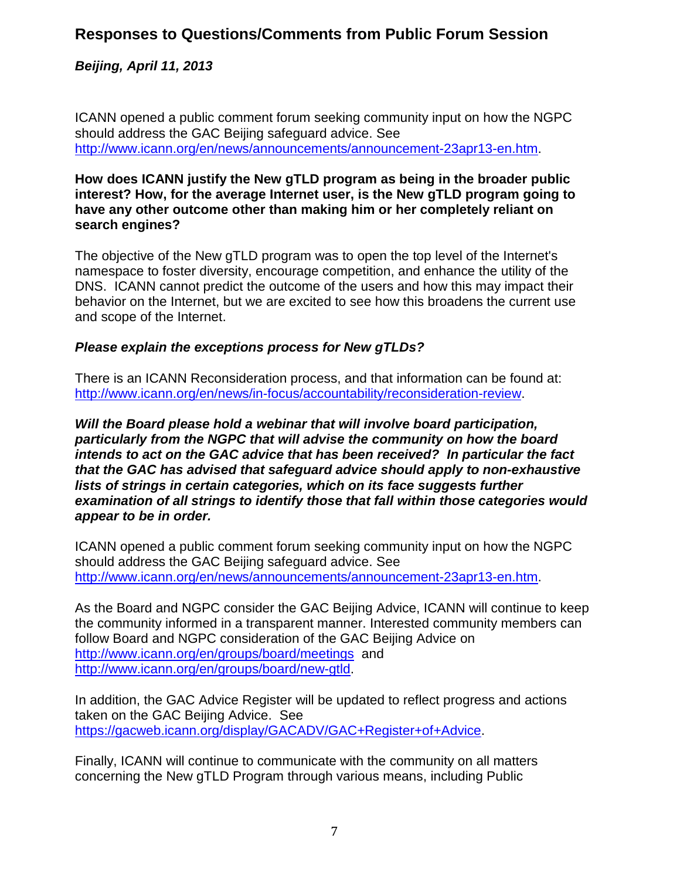## Responses to Questions/Comments from Public Forum Session

***Beijing, April 11, 2013***

ICANN opened a public comment forum seeking community input on how the NGPC should address the GAC Beijing safeguard advice. See http://www.icann.org/en/news/announcements/announcement-23apr13-en.htm.

**How does ICANN justify the New gTLD program as being in the broader public interest? How, for the average Internet user, is the New gTLD program going to have any other outcome other than making him or her completely reliant on search engines?**

The objective of the New gTLD program was to open the top level of the Internet's namespace to foster diversity, encourage competition, and enhance the utility of the DNS. ICANN cannot predict the outcome of the users and how this may impact their behavior on the Internet, but we are excited to see how this broadens the current use and scope of the Internet.

***Please explain the exceptions process for New gTLDs?***

There is an ICANN Reconsideration process, and that information can be found at: http://www.icann.org/en/news/in-focus/accountability/reconsideration-review.

***Will the Board please hold a webinar that will involve board participation, particularly from the NGPC that will advise the community on how the board intends to act on the GAC advice that has been received? In particular the fact that the GAC has advised that safeguard advice should apply to non-exhaustive lists of strings in certain categories, which on its face suggests further examination of all strings to identify those that fall within those categories would appear to be in order.***

ICANN opened a public comment forum seeking community input on how the NGPC should address the GAC Beijing safeguard advice. See http://www.icann.org/en/news/announcements/announcement-23apr13-en.htm.

As the Board and NGPC consider the GAC Beijing Advice, ICANN will continue to keep the community informed in a transparent manner. Interested community members can follow Board and NGPC consideration of the GAC Beijing Advice on http://www.icann.org/en/groups/board/meetings and http://www.icann.org/en/groups/board/new-gtld.

In addition, the GAC Advice Register will be updated to reflect progress and actions taken on the GAC Beijing Advice. See https://gacweb.icann.org/display/GACADV/GAC+Register+of+Advice.

Finally, ICANN will continue to communicate with the community on all matters concerning the New gTLD Program through various means, including Public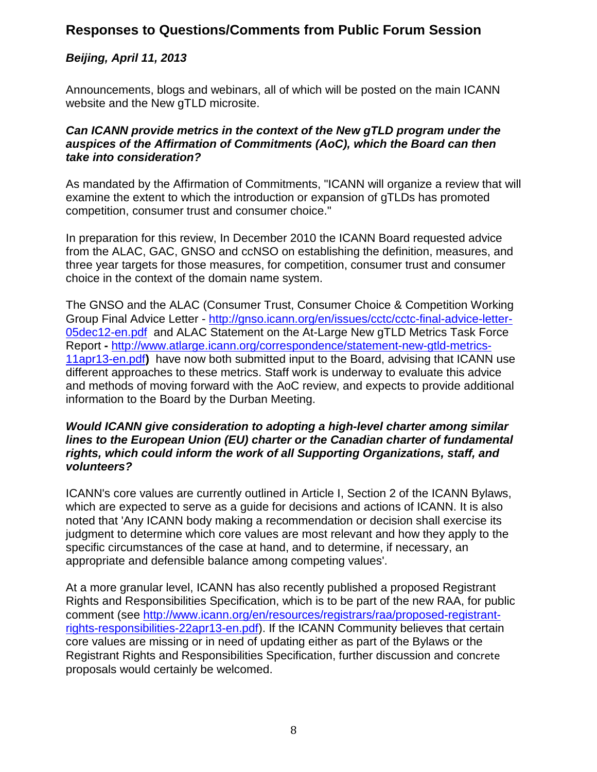Announcements, blogs and webinars, all of which will be posted on the main ICANN website and the New gTLD microsite.

***Can ICANN provide metrics in the context of the New gTLD program under the auspices of the Affirmation of Commitments (AoC), which the Board can then take into consideration?***

As mandated by the Affirmation of Commitments, "ICANN will organize a review that will examine the extent to which the introduction or expansion of gTLDs has promoted competition, consumer trust and consumer choice."

In preparation for this review, In December 2010 the ICANN Board requested advice from the ALAC, GAC, GNSO and ccNSO on establishing the definition, measures, and three year targets for those measures, for competition, consumer trust and consumer choice in the context of the domain name system.

The GNSO and the ALAC (Consumer Trust, Consumer Choice & Competition Working Group Final Advice Letter - http://gnso.icann.org/en/issues/cctc/cctc-final-advice-letter-05dec12-en.pdf and ALAC Statement on the At-Large New gTLD Metrics Task Force Report **-** http://www.atlarge.icann.org/correspondence/statement-new-gtld-metrics-11apr13-en.pdf**)** have now both submitted input to the Board, advising that ICANN use different approaches to these metrics. Staff work is underway to evaluate this advice and methods of moving forward with the AoC review, and expects to provide additional information to the Board by the Durban Meeting.

***Would ICANN give consideration to adopting a high-level charter among similar lines to the European Union (EU) charter or the Canadian charter of fundamental rights, which could inform the work of all Supporting Organizations, staff, and volunteers?***

ICANN's core values are currently outlined in Article I, Section 2 of the ICANN Bylaws, which are expected to serve as a guide for decisions and actions of ICANN. It is also noted that 'Any ICANN body making a recommendation or decision shall exercise its judgment to determine which core values are most relevant and how they apply to the specific circumstances of the case at hand, and to determine, if necessary, an appropriate and defensible balance among competing values'.

At a more granular level, ICANN has also recently published a proposed Registrant Rights and Responsibilities Specification, which is to be part of the new RAA, for public comment (see http://www.icann.org/en/resources/registrars/raa/proposed-registrant-rights-responsibilities-22apr13-en.pdf). If the ICANN Community believes that certain core values are missing or in need of updating either as part of the Bylaws or the Registrant Rights and Responsibilities Specification, further discussion and concrete proposals would certainly be welcomed.